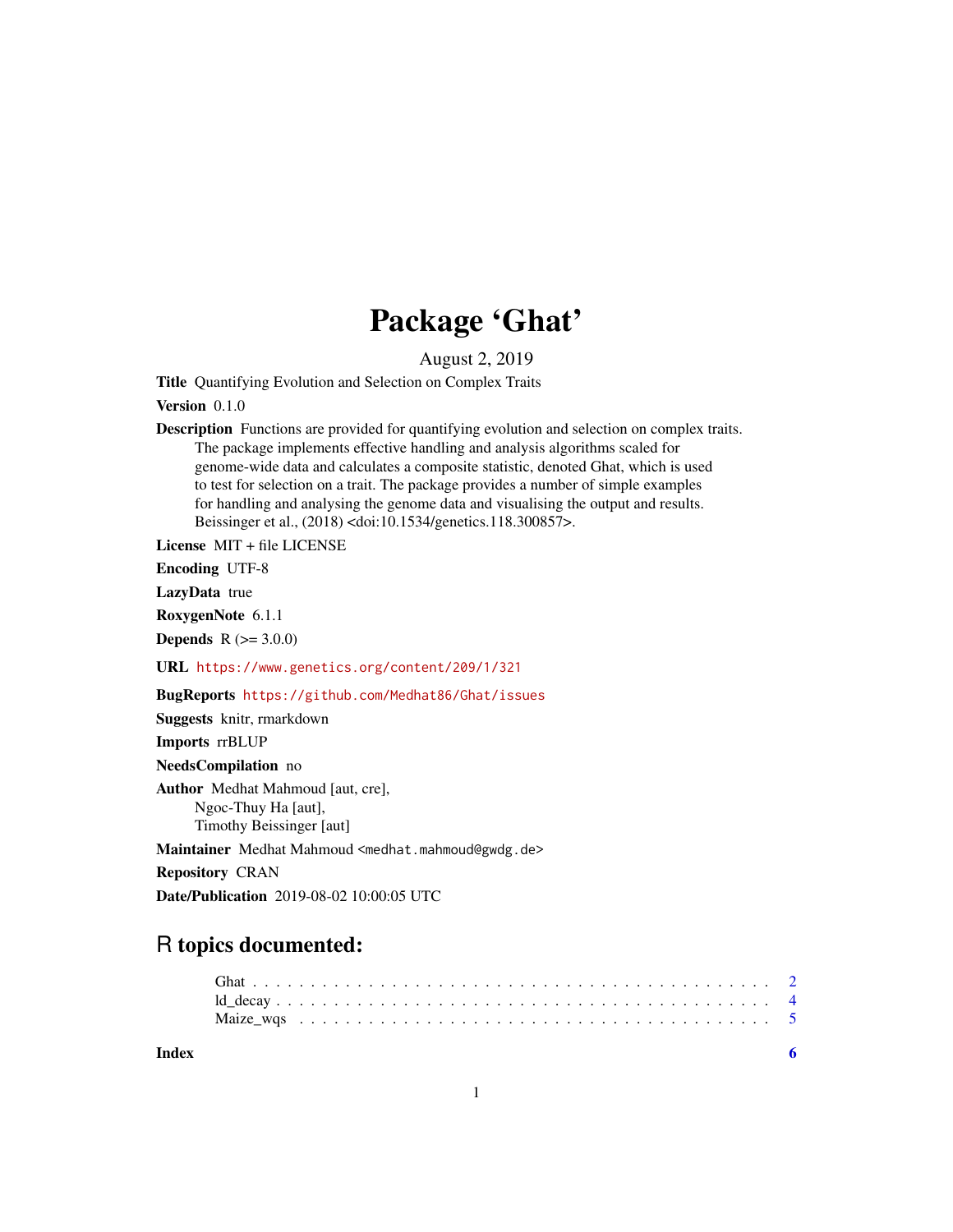# Package 'Ghat'

August 2, 2019

**Title** Quantifying Evolution and Selection on Complex Traits

**Version** 0.1.0

**Description** Functions are provided for quantifying evolution and selection on complex traits. The package implements effective handling and analysis algorithms scaled for genome-wide data and calculates a composite statistic, denoted Ghat, which is used to test for selection on a trait. The package provides a number of simple examples for handling and analysing the genome data and visualising the output and results. Beissinger et al., (2018) <doi:10.1534/genetics.118.300857>.

**License** MIT + file LICENSE

**Encoding** UTF-8

**LazyData** true

**RoxygenNote** 6.1.1

**Depends** R (>= 3.0.0)

**URL** https://www.genetics.org/content/209/1/321

**BugReports** https://github.com/Medhat86/Ghat/issues

**Suggests** knitr, rmarkdown

**Imports** rrBLUP

**NeedsCompilation** no

**Author** Medhat Mahmoud [aut, cre],
Ngoc-Thuy Ha [aut],
Timothy Beissinger [aut]

**Maintainer** Medhat Mahmoud <medhat.mahmoud@gwdg.de>

**Repository** CRAN

**Date/Publication** 2019-08-02 10:00:05 UTC

## R topics documented:

Ghat . . . . . . . . . . . . . . . . . . . . . . . . . . . . . . . . . . . . . . . . . . . 2
ld_decay . . . . . . . . . . . . . . . . . . . . . . . . . . . . . . . . . . . . . . . . . 4
Maize_wqs . . . . . . . . . . . . . . . . . . . . . . . . . . . . . . . . . . . . . . . 5

**Index** 6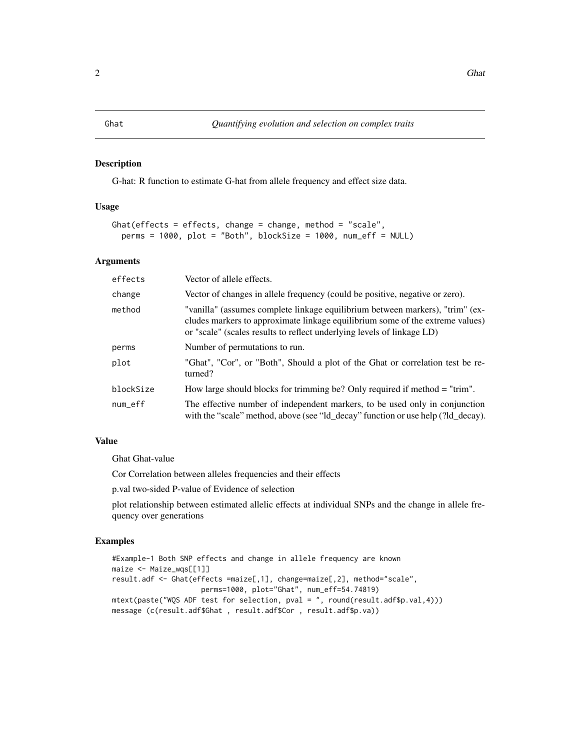## Ghat — *Quantifying evolution and selection on complex traits*

### Description

G-hat: R function to estimate G-hat from allele frequency and effect size data.

### Usage

```
Ghat(effects = effects, change = change, method = "scale",
  perms = 1000, plot = "Both", blockSize = 1000, num_eff = NULL)
```

### Arguments

| | |
|---|---|
| effects | Vector of allele effects. |
| change | Vector of changes in allele frequency (could be positive, negative or zero). |
| method | "vanilla" (assumes complete linkage equilibrium between markers), "trim" (excludes markers to approximate linkage equilibrium some of the extreme values) or "scale" (scales results to reflect underlying levels of linkage LD) |
| perms | Number of permutations to run. |
| plot | "Ghat", "Cor", or "Both", Should a plot of the Ghat or correlation test be returned? |
| blockSize | How large should blocks for trimming be? Only required if method = "trim". |
| num_eff | The effective number of independent markers, to be used only in conjunction with the "scale" method, above (see "ld_decay" function or use help (?ld_decay). |

### Value

Ghat Ghat-value

Cor Correlation between alleles frequencies and their effects

p.val two-sided P-value of Evidence of selection

plot relationship between estimated allelic effects at individual SNPs and the change in allele frequency over generations

### Examples

```
#Example-1 Both SNP effects and change in allele frequency are known
maize <- Maize_wqs[[1]]
result.adf <- Ghat(effects =maize[,1], change=maize[,2], method="scale",
                   perms=1000, plot="Ghat", num_eff=54.74819)
mtext(paste("WQS ADF test for selection, pval = ", round(result.adf$p.val,4)))
message (c(result.adf$Ghat , result.adf$Cor , result.adf$p.va))
```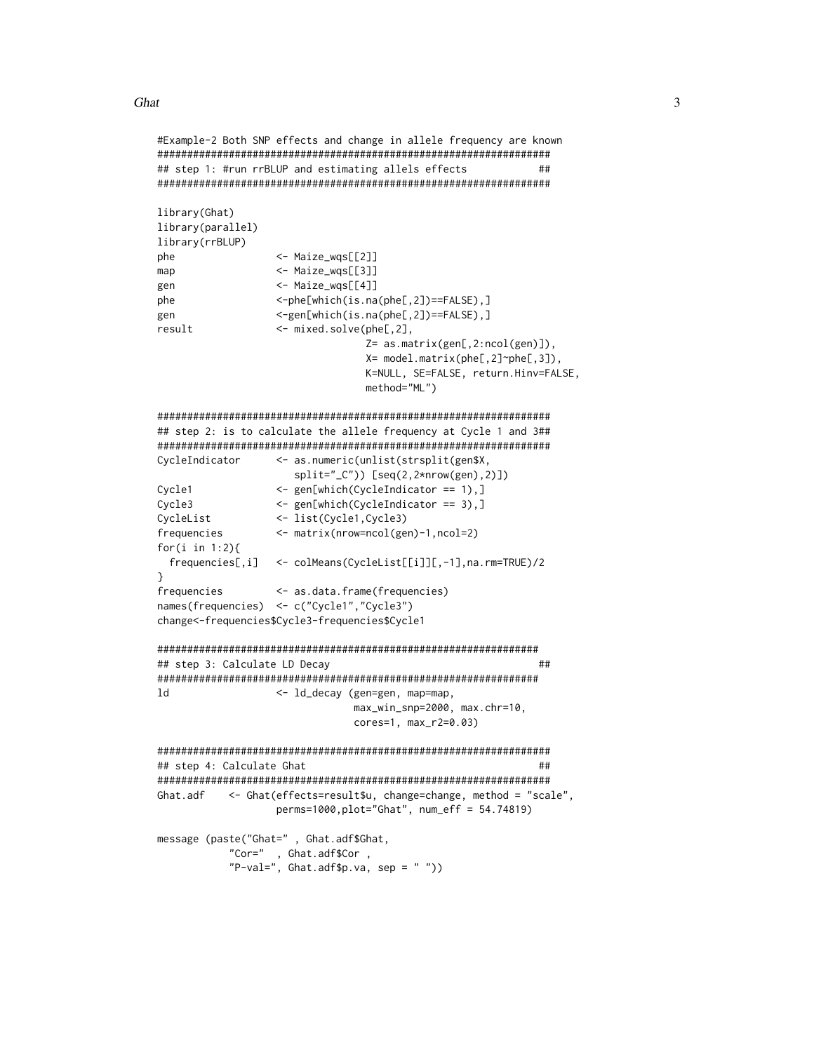```
#Example-2 Both SNP effects and change in allele frequency are known
###################################################################
## step 1: #run rrBLUP and estimating allels effects             ##
###################################################################

library(Ghat)
library(parallel)
library(rrBLUP)
phe                <- Maize_wqs[[2]]
map                <- Maize_wqs[[3]]
gen                <- Maize_wqs[[4]]
phe                <-phe[which(is.na(phe[,2])==FALSE),]
gen                <-gen[which(is.na(phe[,2])==FALSE),]
result             <- mixed.solve(phe[,2],
                                  Z= as.matrix(gen[,2:ncol(gen)]),
                                  X= model.matrix(phe[,2]~phe[,3]),
                                  K=NULL, SE=FALSE, return.Hinv=FALSE,
                                  method="ML")

###################################################################
## step 2: is to calculate the allele frequency at Cycle 1 and 3##
###################################################################
CycleIndicator     <- as.numeric(unlist(strsplit(gen$X,
                      split="_C")) [seq(2,2*nrow(gen),2)])
Cycle1             <- gen[which(CycleIndicator == 1),]
Cycle3             <- gen[which(CycleIndicator == 3),]
CycleList          <- list(Cycle1,Cycle3)
frequencies        <- matrix(nrow=ncol(gen)-1,ncol=2)
for(i in 1:2){
  frequencies[,i]  <- colMeans(CycleList[[i]][,-1],na.rm=TRUE)/2
}
frequencies        <- as.data.frame(frequencies)
names(frequencies) <- c("Cycle1","Cycle3")
change<-frequencies$Cycle3-frequencies$Cycle1

#################################################################
## step 3: Calculate LD Decay                                   ##
#################################################################
ld                 <- ld_decay (gen=gen, map=map,
                                max_win_snp=2000, max.chr=10,
                                cores=1, max_r2=0.03)

###################################################################
## step 4: Calculate Ghat                                        ##
###################################################################
Ghat.adf    <- Ghat(effects=result$u, change=change, method = "scale",
                    perms=1000,plot="Ghat", num_eff = 54.74819)

message (paste("Ghat=" , Ghat.adf$Ghat,
            "Cor="  , Ghat.adf$Cor ,
            "P-val=", Ghat.adf$p.va, sep = " "))
```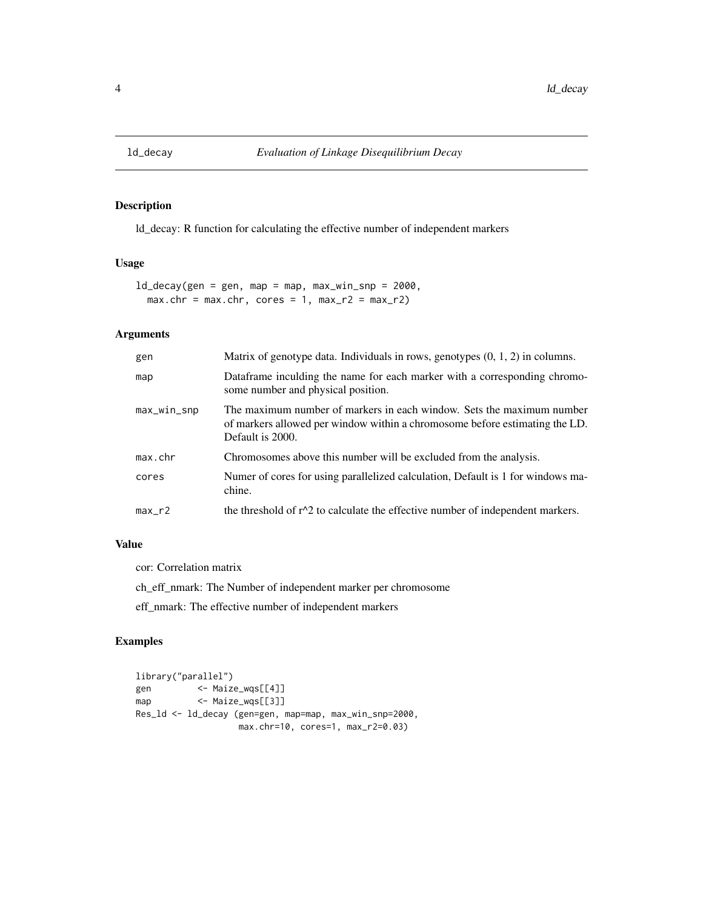# ld_decay *Evaluation of Linkage Disequilibrium Decay*

## Description

ld_decay: R function for calculating the effective number of independent markers

## Usage

```
ld_decay(gen = gen, map = map, max_win_snp = 2000,
  max.chr = max.chr, cores = 1, max_r2 = max_r2)
```

## Arguments

| | |
|---|---|
| gen | Matrix of genotype data. Individuals in rows, genotypes (0, 1, 2) in columns. |
| map | Dataframe inculding the name for each marker with a corresponding chromosome number and physical position. |
| max_win_snp | The maximum number of markers in each window. Sets the maximum number of markers allowed per window within a chromosome before estimating the LD. Default is 2000. |
| max.chr | Chromosomes above this number will be excluded from the analysis. |
| cores | Numer of cores for using parallelized calculation, Default is 1 for windows machine. |
| max_r2 | the threshold of r^2 to calculate the effective number of independent markers. |

## Value

cor: Correlation matrix

ch_eff_nmark: The Number of independent marker per chromosome

eff_nmark: The effective number of independent markers

## Examples

```
library("parallel")
gen         <- Maize_wqs[[4]]
map         <- Maize_wqs[[3]]
Res_ld <- ld_decay (gen=gen, map=map, max_win_snp=2000,
                    max.chr=10, cores=1, max_r2=0.03)
```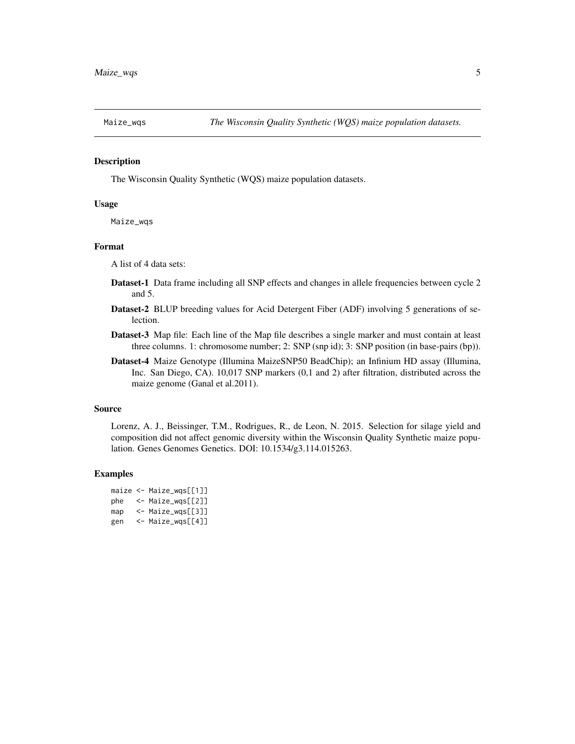# Maize_wqs — *The Wisconsin Quality Synthetic (WQS) maize population datasets.*

## Description

The Wisconsin Quality Synthetic (WQS) maize population datasets.

## Usage

```
Maize_wqs
```

## Format

A list of 4 data sets:

- **Dataset-1** Data frame including all SNP effects and changes in allele frequencies between cycle 2 and 5.
- **Dataset-2** BLUP breeding values for Acid Detergent Fiber (ADF) involving 5 generations of selection.
- **Dataset-3** Map file: Each line of the Map file describes a single marker and must contain at least three columns. 1: chromosome number; 2: SNP (snp id); 3: SNP position (in base-pairs (bp)).
- **Dataset-4** Maize Genotype (Illumina MaizeSNP50 BeadChip); an Infinium HD assay (Illumina, Inc. San Diego, CA). 10,017 SNP markers (0,1 and 2) after filtration, distributed across the maize genome (Ganal et al.2011).

## Source

Lorenz, A. J., Beissinger, T.M., Rodrigues, R., de Leon, N. 2015. Selection for silage yield and composition did not affect genomic diversity within the Wisconsin Quality Synthetic maize population. Genes Genomes Genetics. DOI: 10.1534/g3.114.015263.

## Examples

```
maize <- Maize_wqs[[1]]
phe   <- Maize_wqs[[2]]
map   <- Maize_wqs[[3]]
gen   <- Maize_wqs[[4]]
```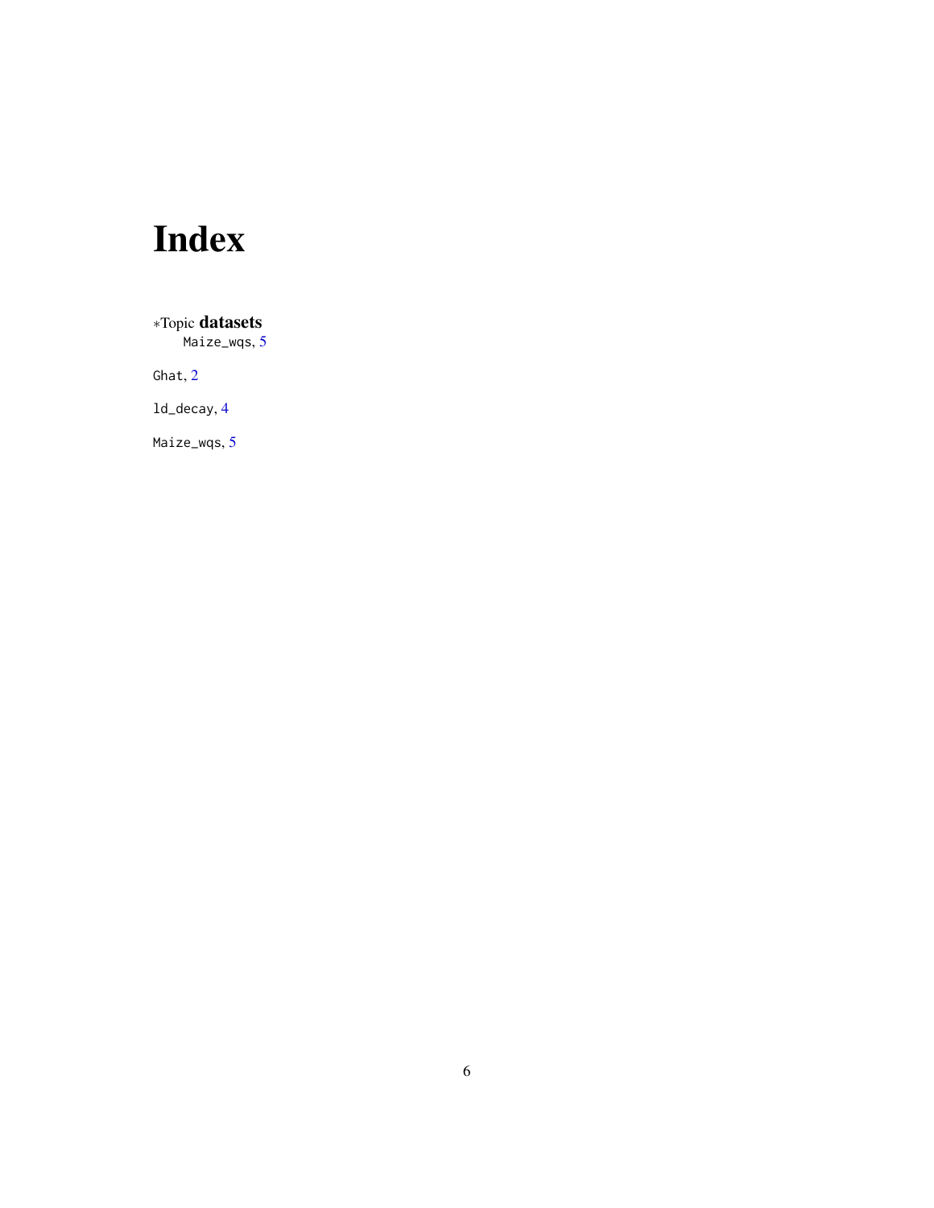# Index

*Topic **datasets**
    Maize_wqs, 5

Ghat, 2

ld_decay, 4

Maize_wqs, 5